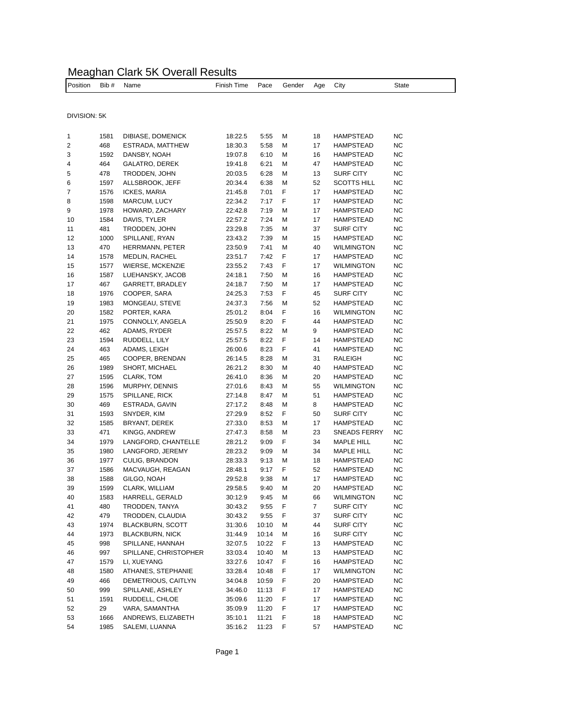# Meaghan Clark 5K Overall Results

DIVISION: 5K

| Position | Bib # | Name | Finish Time | Pace | Gender | Age | City | State |
|---|---|---|---|---|---|---|---|---|
| 1 | 1581 | DIBIASE, DOMENICK | 18:22.5 | 5:55 | M | 18 | HAMPSTEAD | NC |
| 2 | 468 | ESTRADA, MATTHEW | 18:30.3 | 5:58 | M | 17 | HAMPSTEAD | NC |
| 3 | 1592 | DANSBY, NOAH | 19:07.8 | 6:10 | M | 16 | HAMPSTEAD | NC |
| 4 | 464 | GALATRO, DEREK | 19:41.8 | 6:21 | M | 47 | HAMPSTEAD | NC |
| 5 | 478 | TRODDEN, JOHN | 20:03.5 | 6:28 | M | 13 | SURF CITY | NC |
| 6 | 1597 | ALLSBROOK, JEFF | 20:34.4 | 6:38 | M | 52 | SCOTTS HILL | NC |
| 7 | 1576 | ICKES, MARIA | 21:45.8 | 7:01 | F | 17 | HAMPSTEAD | NC |
| 8 | 1598 | MARCUM, LUCY | 22:34.2 | 7:17 | F | 17 | HAMPSTEAD | NC |
| 9 | 1978 | HOWARD, ZACHARY | 22:42.8 | 7:19 | M | 17 | HAMPSTEAD | NC |
| 10 | 1584 | DAVIS, TYLER | 22:57.2 | 7:24 | M | 17 | HAMPSTEAD | NC |
| 11 | 481 | TRODDEN, JOHN | 23:29.8 | 7:35 | M | 37 | SURF CITY | NC |
| 12 | 1000 | SPILLANE, RYAN | 23:43.2 | 7:39 | M | 15 | HAMPSTEAD | NC |
| 13 | 470 | HERRMANN, PETER | 23:50.9 | 7:41 | M | 40 | WILMINGTON | NC |
| 14 | 1578 | MEDLIN, RACHEL | 23:51.7 | 7:42 | F | 17 | HAMPSTEAD | NC |
| 15 | 1577 | WIERSE, MCKENZIE | 23:55.2 | 7:43 | F | 17 | WILMINGTON | NC |
| 16 | 1587 | LUEHANSKY, JACOB | 24:18.1 | 7:50 | M | 16 | HAMPSTEAD | NC |
| 17 | 467 | GARRETT, BRADLEY | 24:18.7 | 7:50 | M | 17 | HAMPSTEAD | NC |
| 18 | 1976 | COOPER, SARA | 24:25.3 | 7:53 | F | 45 | SURF CITY | NC |
| 19 | 1983 | MONGEAU, STEVE | 24:37.3 | 7:56 | M | 52 | HAMPSTEAD | NC |
| 20 | 1582 | PORTER, KARA | 25:01.2 | 8:04 | F | 16 | WILMINGTON | NC |
| 21 | 1975 | CONNOLLY, ANGELA | 25:50.9 | 8:20 | F | 44 | HAMPSTEAD | NC |
| 22 | 462 | ADAMS, RYDER | 25:57.5 | 8:22 | M | 9 | HAMPSTEAD | NC |
| 23 | 1594 | RUDDELL, LILY | 25:57.5 | 8:22 | F | 14 | HAMPSTEAD | NC |
| 24 | 463 | ADAMS, LEIGH | 26:00.6 | 8:23 | F | 41 | HAMPSTEAD | NC |
| 25 | 465 | COOPER, BRENDAN | 26:14.5 | 8:28 | M | 31 | RALEIGH | NC |
| 26 | 1989 | SHORT, MICHAEL | 26:21.2 | 8:30 | M | 40 | HAMPSTEAD | NC |
| 27 | 1595 | CLARK, TOM | 26:41.0 | 8:36 | M | 20 | HAMPSTEAD | NC |
| 28 | 1596 | MURPHY, DENNIS | 27:01.6 | 8:43 | M | 55 | WILMINGTON | NC |
| 29 | 1575 | SPILLANE, RICK | 27:14.8 | 8:47 | M | 51 | HAMPSTEAD | NC |
| 30 | 469 | ESTRADA, GAVIN | 27:17.2 | 8:48 | M | 8 | HAMPSTEAD | NC |
| 31 | 1593 | SNYDER, KIM | 27:29.9 | 8:52 | F | 50 | SURF CITY | NC |
| 32 | 1585 | BRYANT, DEREK | 27:33.0 | 8:53 | M | 17 | HAMPSTEAD | NC |
| 33 | 471 | KINGG, ANDREW | 27:47.3 | 8:58 | M | 23 | SNEADS FERRY | NC |
| 34 | 1979 | LANGFORD, CHANTELLE | 28:21.2 | 9:09 | F | 34 | MAPLE HILL | NC |
| 35 | 1980 | LANGFORD, JEREMY | 28:23.2 | 9:09 | M | 34 | MAPLE HILL | NC |
| 36 | 1977 | CULIG, BRANDON | 28:33.3 | 9:13 | M | 18 | HAMPSTEAD | NC |
| 37 | 1586 | MACVAUGH, REAGAN | 28:48.1 | 9:17 | F | 52 | HAMPSTEAD | NC |
| 38 | 1588 | GILGO, NOAH | 29:52.8 | 9:38 | M | 17 | HAMPSTEAD | NC |
| 39 | 1599 | CLARK, WILLIAM | 29:58.5 | 9:40 | M | 20 | HAMPSTEAD | NC |
| 40 | 1583 | HARRELL, GERALD | 30:12.9 | 9:45 | M | 66 | WILMINGTON | NC |
| 41 | 480 | TRODDEN, TANYA | 30:43.2 | 9:55 | F | 7 | SURF CITY | NC |
| 42 | 479 | TRODDEN, CLAUDIA | 30:43.2 | 9:55 | F | 37 | SURF CITY | NC |
| 43 | 1974 | BLACKBURN, SCOTT | 31:30.6 | 10:10 | M | 44 | SURF CITY | NC |
| 44 | 1973 | BLACKBURN, NICK | 31:44.9 | 10:14 | M | 16 | SURF CITY | NC |
| 45 | 998 | SPILLANE, HANNAH | 32:07.5 | 10:22 | F | 13 | HAMPSTEAD | NC |
| 46 | 997 | SPILLANE, CHRISTOPHER | 33:03.4 | 10:40 | M | 13 | HAMPSTEAD | NC |
| 47 | 1579 | LI, XUEYANG | 33:27.6 | 10:47 | F | 16 | HAMPSTEAD | NC |
| 48 | 1580 | ATHANES, STEPHANIE | 33:28.4 | 10:48 | F | 17 | WILMINGTON | NC |
| 49 | 466 | DEMETRIOUS, CAITLYN | 34:04.8 | 10:59 | F | 20 | HAMPSTEAD | NC |
| 50 | 999 | SPILLANE, ASHLEY | 34:46.0 | 11:13 | F | 17 | HAMPSTEAD | NC |
| 51 | 1591 | RUDDELL, CHLOE | 35:09.6 | 11:20 | F | 17 | HAMPSTEAD | NC |
| 52 | 29 | VARA, SAMANTHA | 35:09.9 | 11:20 | F | 17 | HAMPSTEAD | NC |
| 53 | 1666 | ANDREWS, ELIZABETH | 35:10.1 | 11:21 | F | 18 | HAMPSTEAD | NC |
| 54 | 1985 | SALEMI, LUANNA | 35:16.2 | 11:23 | F | 57 | HAMPSTEAD | NC |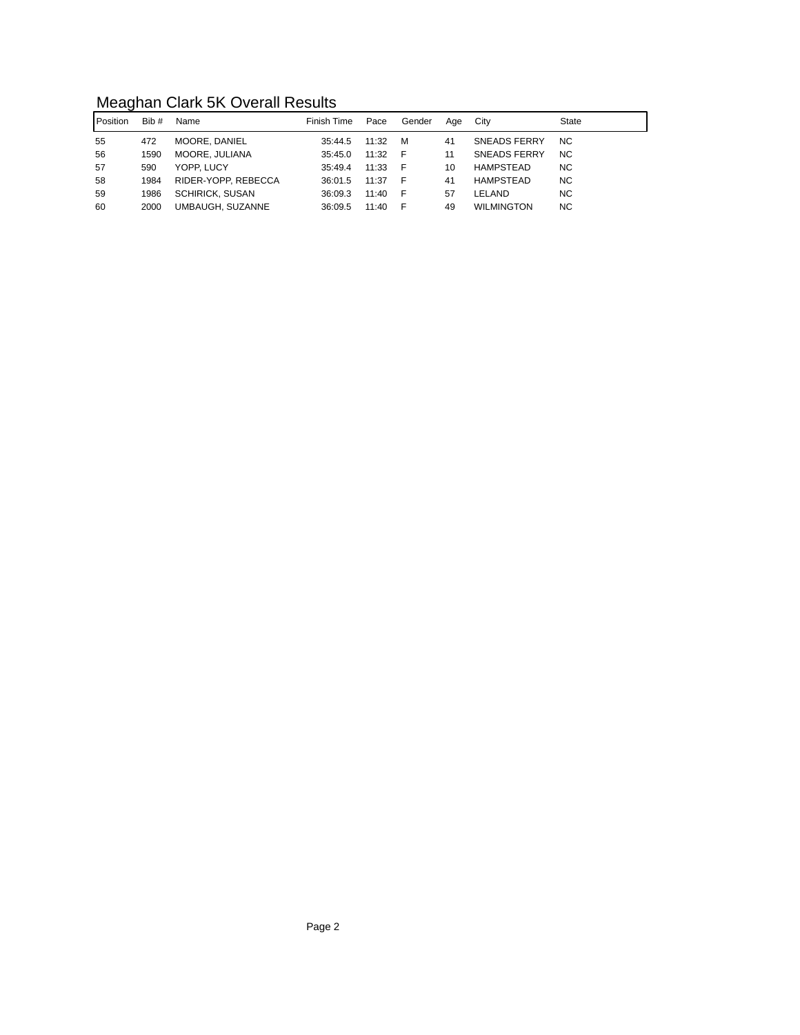# Meaghan Clark 5K Overall Results

| Position | Bib # | Name | Finish Time | Pace | Gender | Age | City | State |
|---|---|---|---|---|---|---|---|---|
| 55 | 472 | MOORE, DANIEL | 35:44.5 | 11:32 | M | 41 | SNEADS FERRY | NC |
| 56 | 1590 | MOORE, JULIANA | 35:45.0 | 11:32 | F | 11 | SNEADS FERRY | NC |
| 57 | 590 | YOPP, LUCY | 35:49.4 | 11:33 | F | 10 | HAMPSTEAD | NC |
| 58 | 1984 | RIDER-YOPP, REBECCA | 36:01.5 | 11:37 | F | 41 | HAMPSTEAD | NC |
| 59 | 1986 | SCHIRICK, SUSAN | 36:09.3 | 11:40 | F | 57 | LELAND | NC |
| 60 | 2000 | UMBAUGH, SUZANNE | 36:09.5 | 11:40 | F | 49 | WILMINGTON | NC |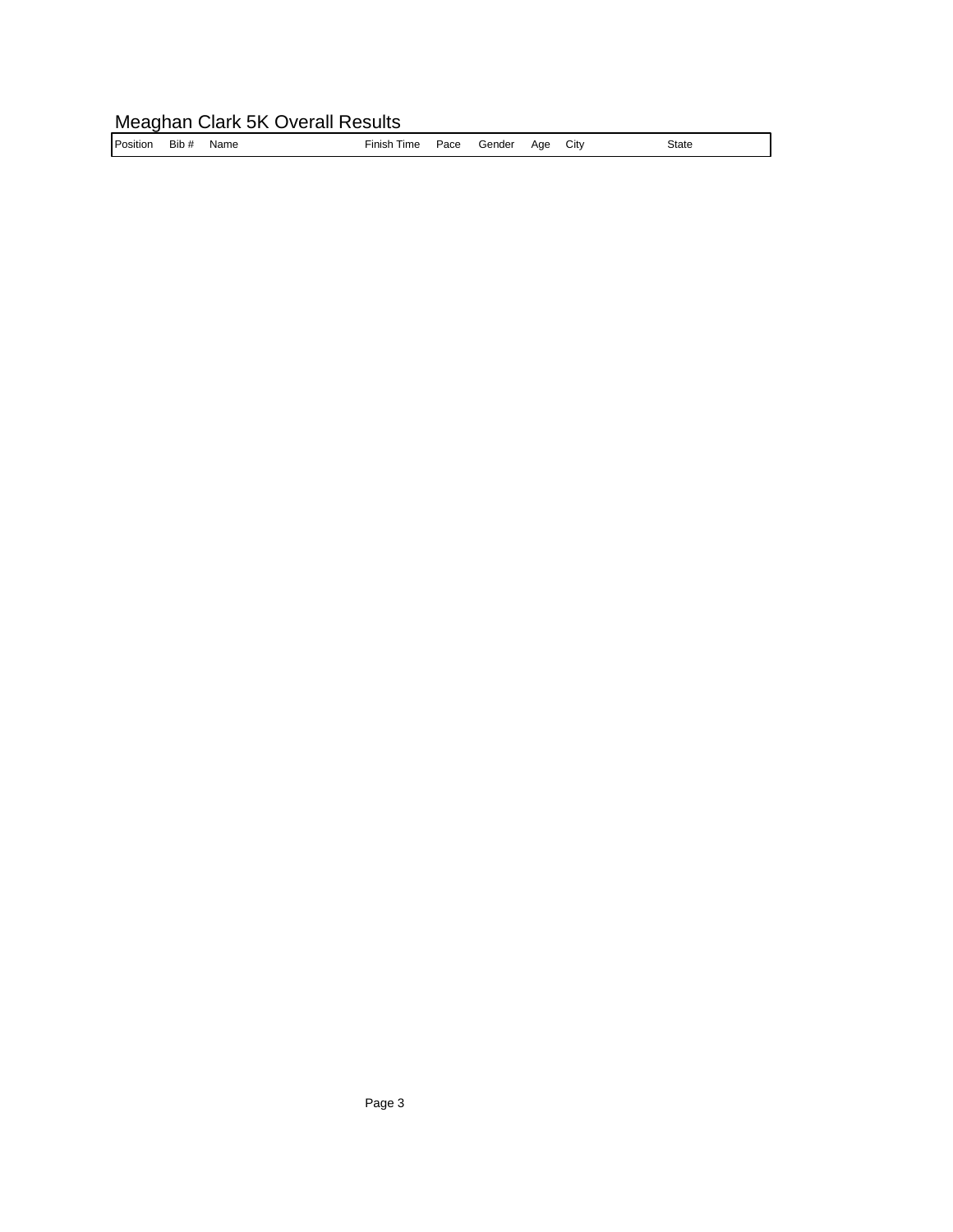# Meaghan Clark 5K Overall Results

| Position | Bib # | Name | Finish Time | Pace | Gender | Age | City | State |
|---|---|---|---|---|---|---|---|---|